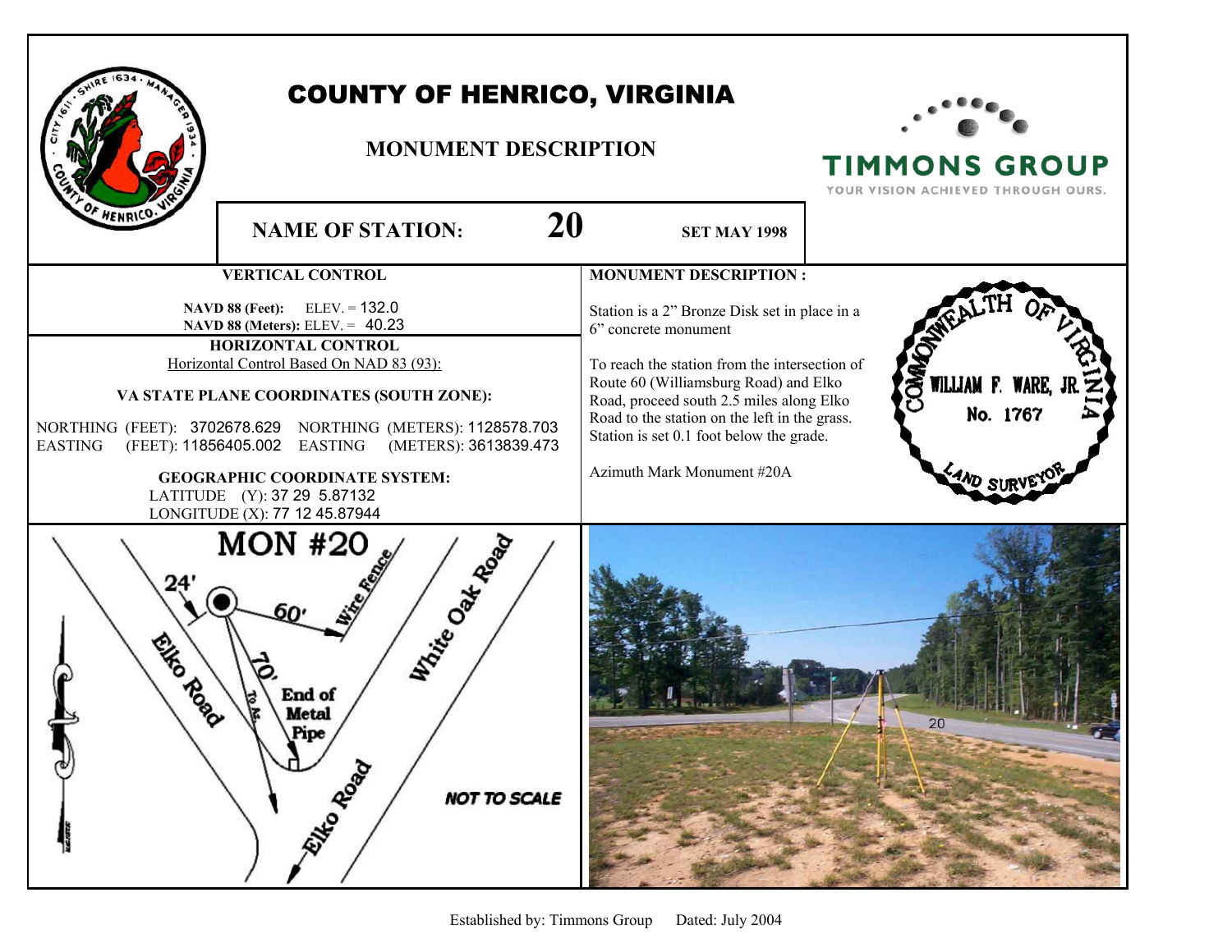# COUNTY OF HENRICO, VIRGINIA

## MONUMENT DESCRIPTION

TIMMONS GROUP
YOUR VISION ACHIEVED THROUGH OURS.

**NAME OF STATION:** **20** **SET MAY 1998**

### VERTICAL CONTROL

**NAVD 88 (Feet):** ELEV. = 132.0
**NAVD 88 (Meters):** ELEV. = 40.23

### HORIZONTAL CONTROL

Horizontal Control Based On NAD 83 (93):

**VA STATE PLANE COORDINATES (SOUTH ZONE):**

| | | | |
|---|---|---|---|
| NORTHING (FEET): | 3702678.629 | NORTHING (METERS): | 1128578.703 |
| EASTING (FEET): | 11856405.002 | EASTING (METERS): | 3613839.473 |

**GEOGRAPHIC COORDINATE SYSTEM:**

LATITUDE (Y): 37 29 5.87132
LONGITUDE (X): 77 12 45.87944

### MONUMENT DESCRIPTION :

Station is a 2" Bronze Disk set in place in a 6" concrete monument

To reach the station from the intersection of Route 60 (Williamsburg Road) and Elko Road, proceed south 2.5 miles along Elko Road to the station on the left in the grass. Station is set 0.1 foot below the grade.

Azimuth Mark Monument #20A

COMMONWEALTH OF VIRGINIA
WILLIAM F. WARE, JR.
No. 1767
LAND SURVEYOR

MON #20

24' — Elko Road; 60' — Wire Fence; 70' — End of Metal Pipe; To Az.; White Oak Road; Elko Road

NOT TO SCALE

Established by: Timmons Group Dated: July 2004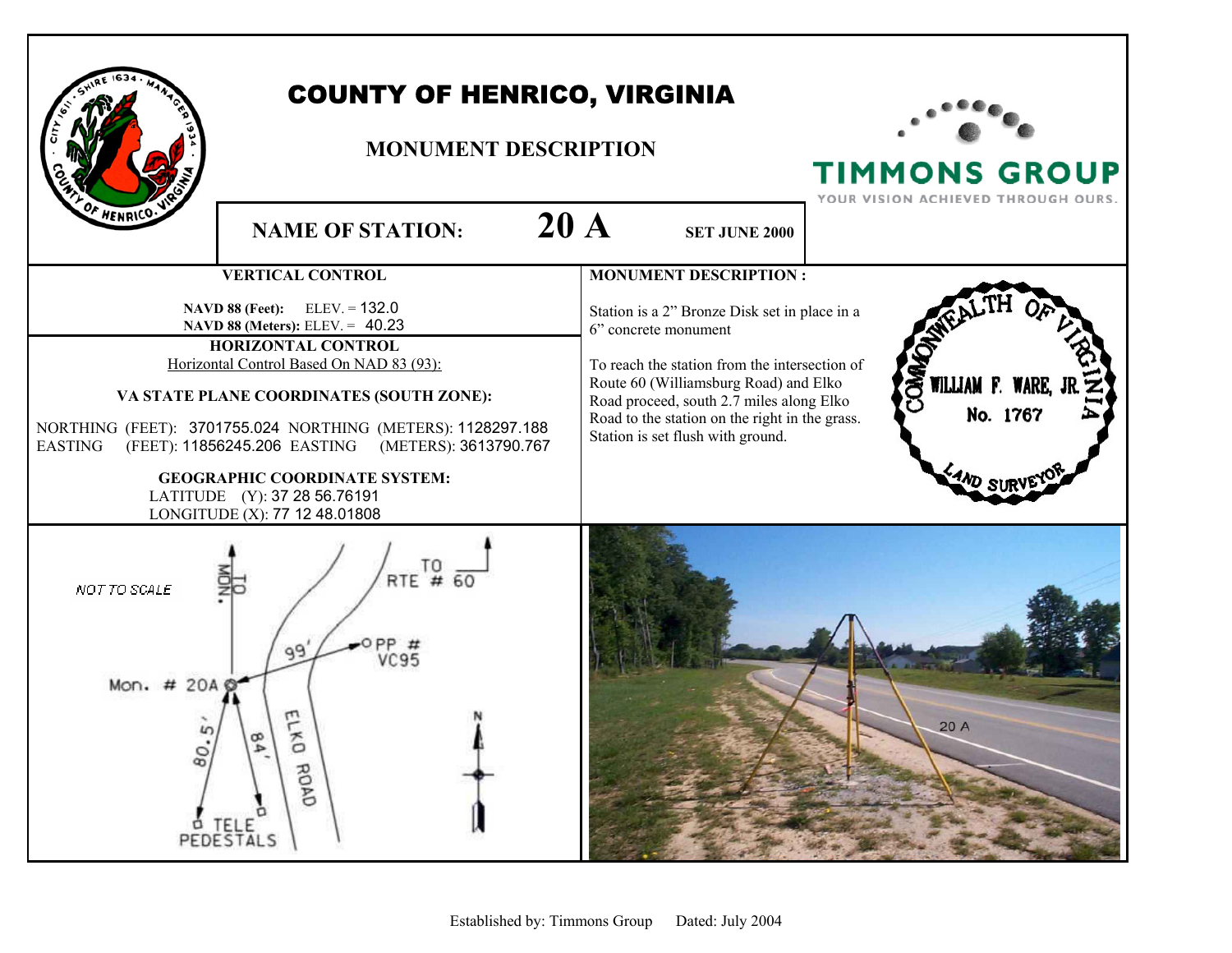# COUNTY OF HENRICO, VIRGINIA

## MONUMENT DESCRIPTION

TIMMONS GROUP
YOUR VISION ACHIEVED THROUGH OURS.

**NAME OF STATION:** **20 A** **SET JUNE 2000**

### VERTICAL CONTROL

**NAVD 88 (Feet):** ELEV. = 132.0
**NAVD 88 (Meters):** ELEV. = 40.23

### HORIZONTAL CONTROL

Horizontal Control Based On NAD 83 (93):

**VA STATE PLANE COORDINATES (SOUTH ZONE):**

NORTHING (FEET): 3701755.024 NORTHING (METERS): 1128297.188
EASTING (FEET): 11856245.206 EASTING (METERS): 3613790.767

**GEOGRAPHIC COORDINATE SYSTEM:**

LATITUDE (Y): 37 28 56.76191
LONGITUDE (X): 77 12 48.01808

### MONUMENT DESCRIPTION :

Station is a 2" Bronze Disk set in place in a 6" concrete monument

To reach the station from the intersection of Route 60 (Williamsburg Road) and Elko Road proceed, south 2.7 miles along Elko Road to the station on the right in the grass. Station is set flush with ground.

COMMONWEALTH OF VIRGINIA
WILLIAM F. WARE, JR.
No. 1767
LAND SURVEYOR

NOT TO SCALE
TO MON.
TO RTE # 60
99'
PP # VC95
Mon. # 20A
80.5'
84'
ELKO ROAD
N
TELE PEDESTALS

20 A

Established by: Timmons Group Dated: July 2004